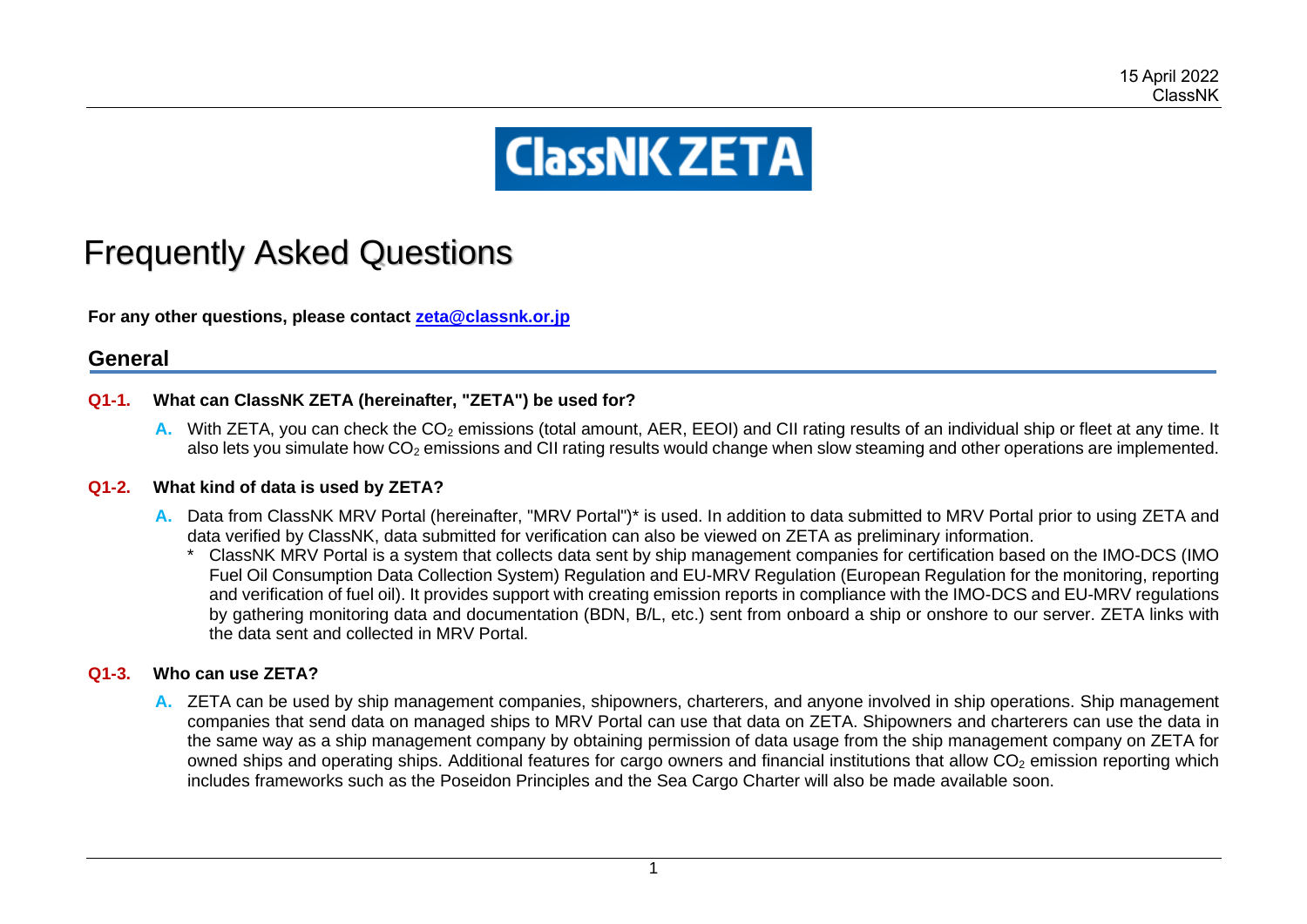15 April 2022
ClassNK

# ClassNK ZETA

# Frequently Asked Questions

**For any other questions, please contact [zeta@classnk.or.jp](mailto:zeta@classnk.or.jp)**

## General

### Q1-1. What can ClassNK ZETA (hereinafter, "ZETA") be used for?

**A.** With ZETA, you can check the $CO_2$ emissions (total amount, AER, EEOI) and CII rating results of an individual ship or fleet at any time. It also lets you simulate how $CO_2$ emissions and CII rating results would change when slow steaming and other operations are implemented.

### Q1-2. What kind of data is used by ZETA?

**A.** Data from ClassNK MRV Portal (hereinafter, "MRV Portal")* is used. In addition to data submitted to MRV Portal prior to using ZETA and data verified by ClassNK, data submitted for verification can also be viewed on ZETA as preliminary information.

\* ClassNK MRV Portal is a system that collects data sent by ship management companies for certification based on the IMO-DCS (IMO Fuel Oil Consumption Data Collection System) Regulation and EU-MRV Regulation (European Regulation for the monitoring, reporting and verification of fuel oil). It provides support with creating emission reports in compliance with the IMO-DCS and EU-MRV regulations by gathering monitoring data and documentation (BDN, B/L, etc.) sent from onboard a ship or onshore to our server. ZETA links with the data sent and collected in MRV Portal.

### Q1-3. Who can use ZETA?

**A.** ZETA can be used by ship management companies, shipowners, charterers, and anyone involved in ship operations. Ship management companies that send data on managed ships to MRV Portal can use that data on ZETA. Shipowners and charterers can use the data in the same way as a ship management company by obtaining permission of data usage from the ship management company on ZETA for owned ships and operating ships. Additional features for cargo owners and financial institutions that allow $CO_2$ emission reporting which includes frameworks such as the Poseidon Principles and the Sea Cargo Charter will also be made available soon.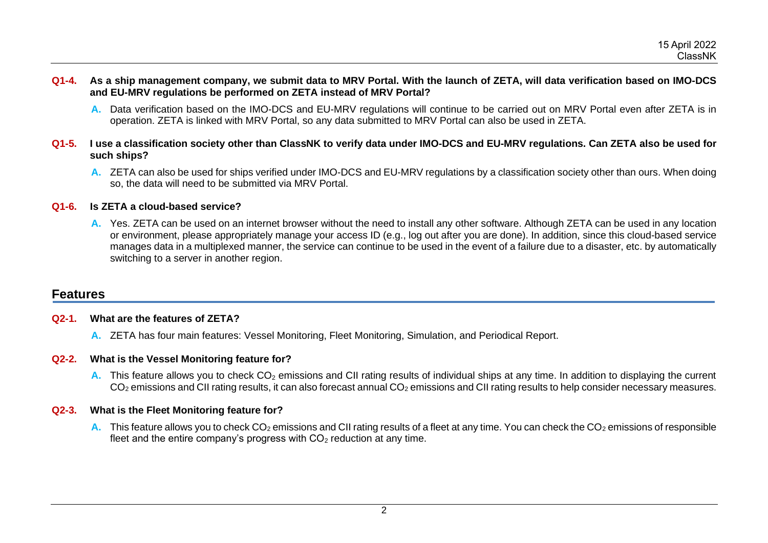**Q1-4. As a ship management company, we submit data to MRV Portal. With the launch of ZETA, will data verification based on IMO-DCS and EU-MRV regulations be performed on ZETA instead of MRV Portal?**

**A.** Data verification based on the IMO-DCS and EU-MRV regulations will continue to be carried out on MRV Portal even after ZETA is in operation. ZETA is linked with MRV Portal, so any data submitted to MRV Portal can also be used in ZETA.

**Q1-5. I use a classification society other than ClassNK to verify data under IMO-DCS and EU-MRV regulations. Can ZETA also be used for such ships?**

**A.** ZETA can also be used for ships verified under IMO-DCS and EU-MRV regulations by a classification society other than ours. When doing so, the data will need to be submitted via MRV Portal.

**Q1-6. Is ZETA a cloud-based service?**

**A.** Yes. ZETA can be used on an internet browser without the need to install any other software. Although ZETA can be used in any location or environment, please appropriately manage your access ID (e.g., log out after you are done). In addition, since this cloud-based service manages data in a multiplexed manner, the service can continue to be used in the event of a failure due to a disaster, etc. by automatically switching to a server in another region.

## Features

**Q2-1. What are the features of ZETA?**

**A.** ZETA has four main features: Vessel Monitoring, Fleet Monitoring, Simulation, and Periodical Report.

**Q2-2. What is the Vessel Monitoring feature for?**

**A.** This feature allows you to check $CO_2$ emissions and CII rating results of individual ships at any time. In addition to displaying the current $CO_2$ emissions and CII rating results, it can also forecast annual $CO_2$ emissions and CII rating results to help consider necessary measures.

**Q2-3. What is the Fleet Monitoring feature for?**

**A.** This feature allows you to check $CO_2$ emissions and CII rating results of a fleet at any time. You can check the $CO_2$ emissions of responsible fleet and the entire company's progress with $CO_2$ reduction at any time.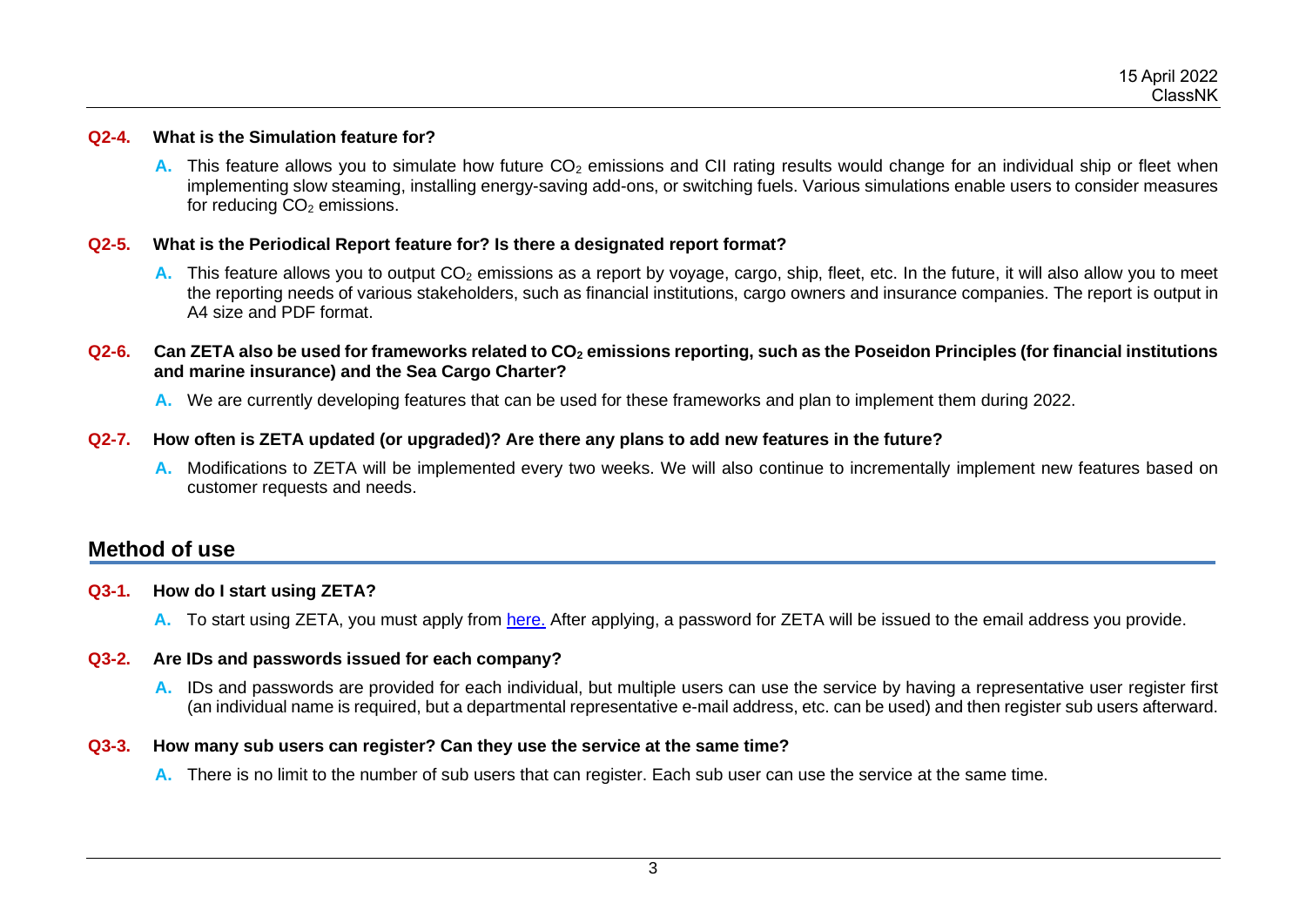**Q2-4. What is the Simulation feature for?**

**A.** This feature allows you to simulate how future $CO_2$ emissions and CII rating results would change for an individual ship or fleet when implementing slow steaming, installing energy-saving add-ons, or switching fuels. Various simulations enable users to consider measures for reducing $CO_2$ emissions.

**Q2-5. What is the Periodical Report feature for? Is there a designated report format?**

**A.** This feature allows you to output $CO_2$ emissions as a report by voyage, cargo, ship, fleet, etc. In the future, it will also allow you to meet the reporting needs of various stakeholders, such as financial institutions, cargo owners and insurance companies. The report is output in A4 size and PDF format.

**Q2-6. Can ZETA also be used for frameworks related to $CO_2$ emissions reporting, such as the Poseidon Principles (for financial institutions and marine insurance) and the Sea Cargo Charter?**

**A.** We are currently developing features that can be used for these frameworks and plan to implement them during 2022.

**Q2-7. How often is ZETA updated (or upgraded)? Are there any plans to add new features in the future?**

**A.** Modifications to ZETA will be implemented every two weeks. We will also continue to incrementally implement new features based on customer requests and needs.

## Method of use

**Q3-1. How do I start using ZETA?**

**A.** To start using ZETA, you must apply from here. After applying, a password for ZETA will be issued to the email address you provide.

**Q3-2. Are IDs and passwords issued for each company?**

**A.** IDs and passwords are provided for each individual, but multiple users can use the service by having a representative user register first (an individual name is required, but a departmental representative e-mail address, etc. can be used) and then register sub users afterward.

**Q3-3. How many sub users can register? Can they use the service at the same time?**

**A.** There is no limit to the number of sub users that can register. Each sub user can use the service at the same time.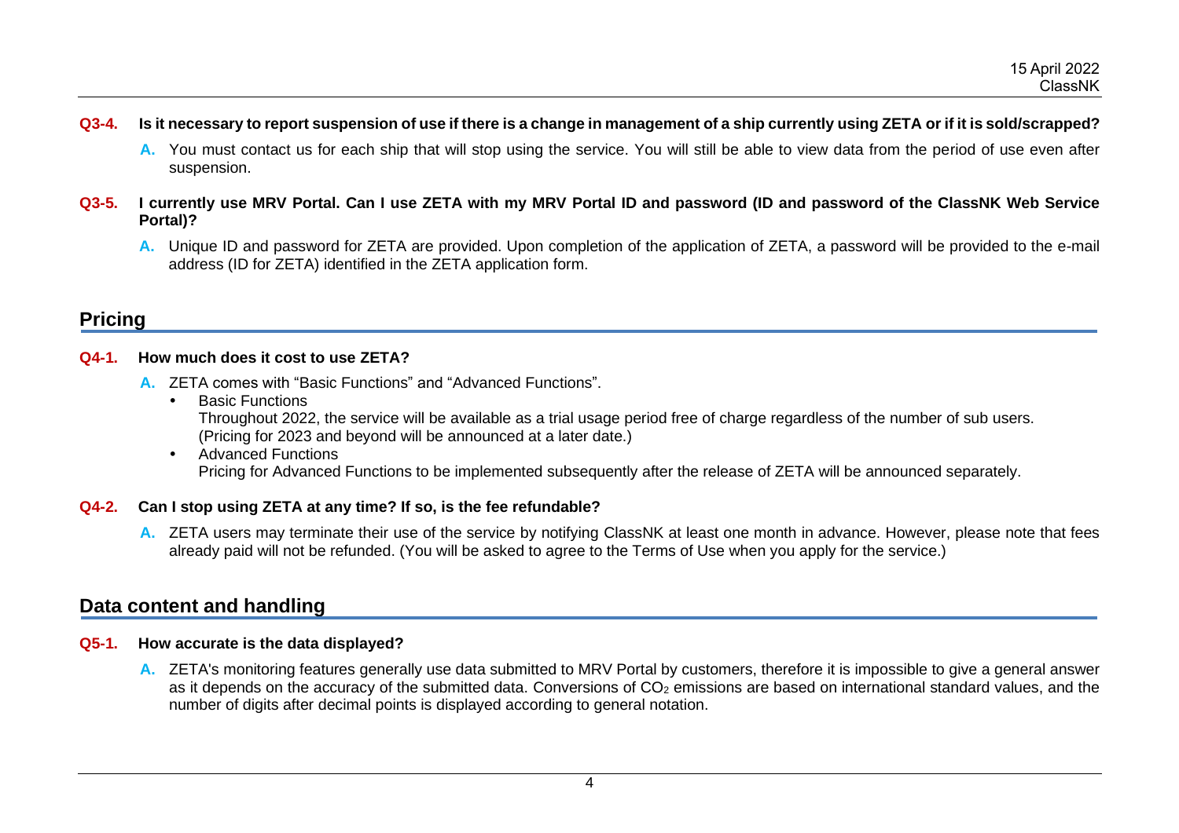**Q3-4. Is it necessary to report suspension of use if there is a change in management of a ship currently using ZETA or if it is sold/scrapped?**

**A.** You must contact us for each ship that will stop using the service. You will still be able to view data from the period of use even after suspension.

**Q3-5. I currently use MRV Portal. Can I use ZETA with my MRV Portal ID and password (ID and password of the ClassNK Web Service Portal)?**

**A.** Unique ID and password for ZETA are provided. Upon completion of the application of ZETA, a password will be provided to the e-mail address (ID for ZETA) identified in the ZETA application form.

## Pricing

**Q4-1. How much does it cost to use ZETA?**

**A.** ZETA comes with "Basic Functions" and "Advanced Functions".

- Basic Functions
  Throughout 2022, the service will be available as a trial usage period free of charge regardless of the number of sub users. (Pricing for 2023 and beyond will be announced at a later date.)
- Advanced Functions
  Pricing for Advanced Functions to be implemented subsequently after the release of ZETA will be announced separately.

**Q4-2. Can I stop using ZETA at any time? If so, is the fee refundable?**

**A.** ZETA users may terminate their use of the service by notifying ClassNK at least one month in advance. However, please note that fees already paid will not be refunded. (You will be asked to agree to the Terms of Use when you apply for the service.)

## Data content and handling

**Q5-1. How accurate is the data displayed?**

**A.** ZETA's monitoring features generally use data submitted to MRV Portal by customers, therefore it is impossible to give a general answer as it depends on the accuracy of the submitted data. Conversions of $CO_2$ emissions are based on international standard values, and the number of digits after decimal points is displayed according to general notation.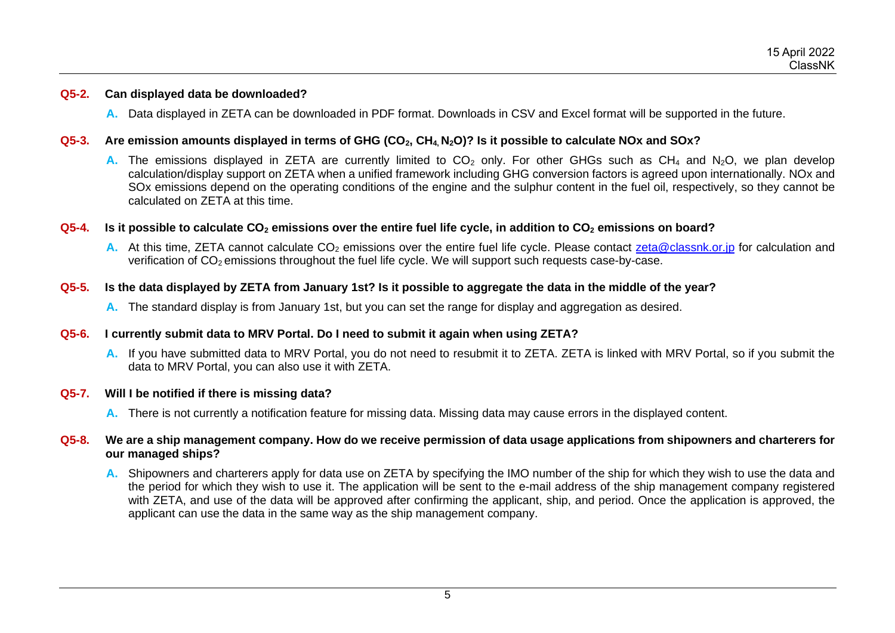**Q5-2. Can displayed data be downloaded?**

**A.** Data displayed in ZETA can be downloaded in PDF format. Downloads in CSV and Excel format will be supported in the future.

**Q5-3. Are emission amounts displayed in terms of GHG ($CO_2$, $CH_4$, $N_2O$)? Is it possible to calculate NOx and SOx?**

**A.** The emissions displayed in ZETA are currently limited to $CO_2$ only. For other GHGs such as $CH_4$ and $N_2O$, we plan develop calculation/display support on ZETA when a unified framework including GHG conversion factors is agreed upon internationally. NOx and SOx emissions depend on the operating conditions of the engine and the sulphur content in the fuel oil, respectively, so they cannot be calculated on ZETA at this time.

**Q5-4. Is it possible to calculate $CO_2$ emissions over the entire fuel life cycle, in addition to $CO_2$ emissions on board?**

**A.** At this time, ZETA cannot calculate $CO_2$ emissions over the entire fuel life cycle. Please contact zeta@classnk.or.jp for calculation and verification of $CO_2$ emissions throughout the fuel life cycle. We will support such requests case-by-case.

**Q5-5. Is the data displayed by ZETA from January 1st? Is it possible to aggregate the data in the middle of the year?**

**A.** The standard display is from January 1st, but you can set the range for display and aggregation as desired.

**Q5-6. I currently submit data to MRV Portal. Do I need to submit it again when using ZETA?**

**A.** If you have submitted data to MRV Portal, you do not need to resubmit it to ZETA. ZETA is linked with MRV Portal, so if you submit the data to MRV Portal, you can also use it with ZETA.

**Q5-7. Will I be notified if there is missing data?**

**A.** There is not currently a notification feature for missing data. Missing data may cause errors in the displayed content.

**Q5-8. We are a ship management company. How do we receive permission of data usage applications from shipowners and charterers for our managed ships?**

**A.** Shipowners and charterers apply for data use on ZETA by specifying the IMO number of the ship for which they wish to use the data and the period for which they wish to use it. The application will be sent to the e-mail address of the ship management company registered with ZETA, and use of the data will be approved after confirming the applicant, ship, and period. Once the application is approved, the applicant can use the data in the same way as the ship management company.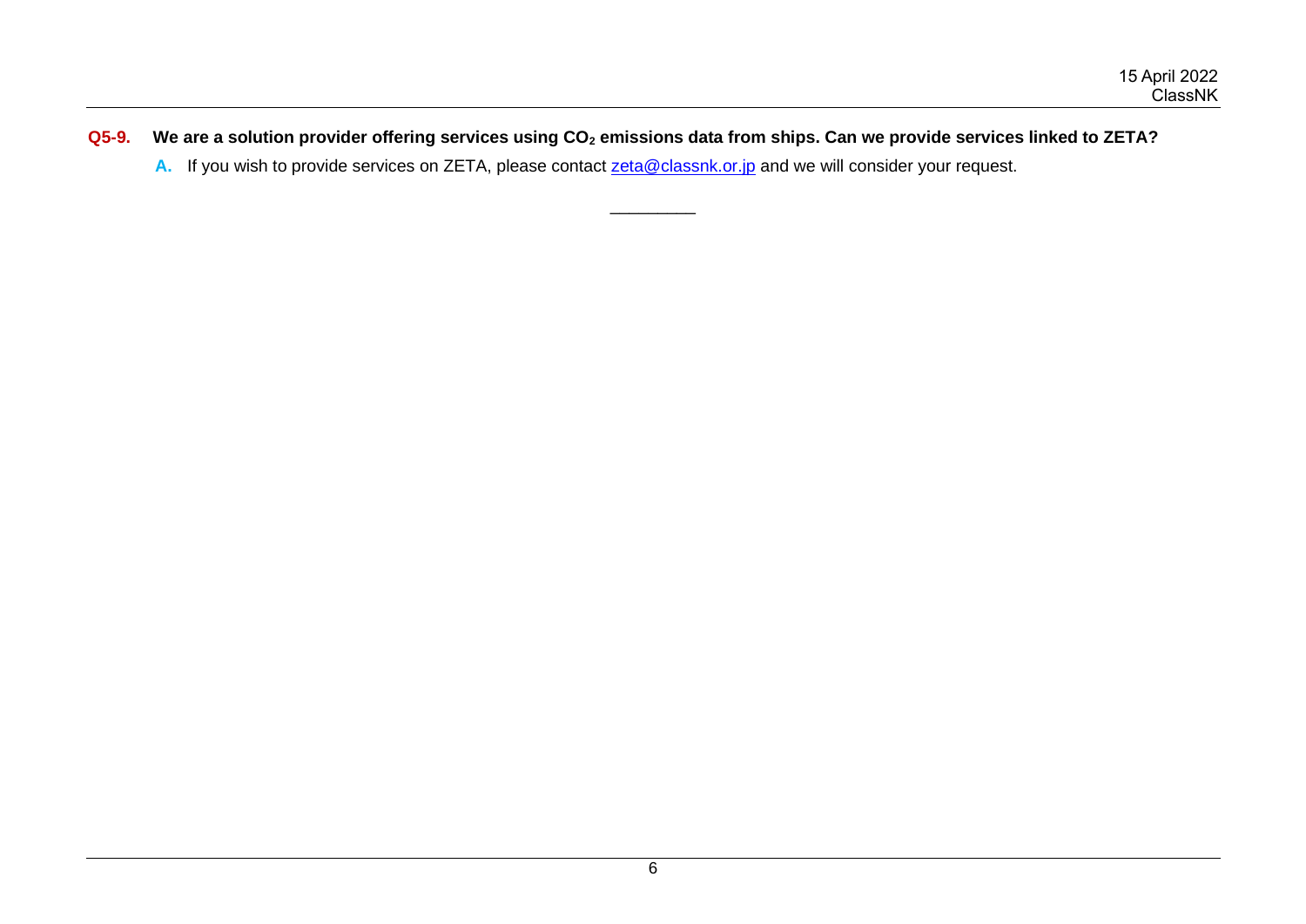**Q5-9. We are a solution provider offering services using $CO_2$ emissions data from ships. Can we provide services linked to ZETA?**

**A.** If you wish to provide services on ZETA, please contact zeta@classnk.or.jp and we will consider your request.

\_\_\_\_\_\_\_\_\_